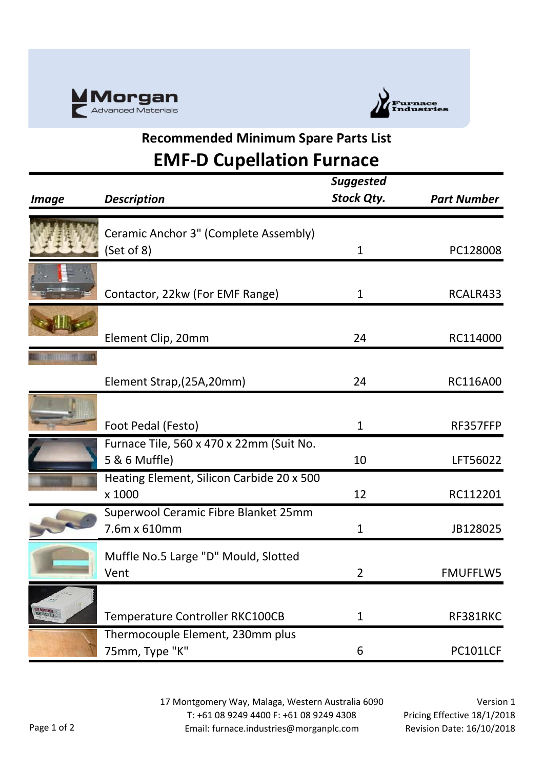Morgan Advanced Materials

Furnace Industries

## Recommended Minimum Spare Parts List

# EMF-D Cupellation Furnace

| *Image* | *Description* | *Suggested Stock Qty.* | *Part Number* |
|---|---|---|---|
| | Ceramic Anchor 3" (Complete Assembly) (Set of 8) | 1 | PC128008 |
| | Contactor, 22kw (For EMF Range) | 1 | RCALR433 |
| | Element Clip, 20mm | 24 | RC114000 |
| | Element Strap,(25A,20mm) | 24 | RC116A00 |
| | Foot Pedal (Festo) | 1 | RF357FFP |
| | Furnace Tile, 560 x 470 x 22mm (Suit No. 5 & 6 Muffle) | 10 | LFT56022 |
| | Heating Element, Silicon Carbide 20 x 500 x 1000 | 12 | RC112201 |
| | Superwool Ceramic Fibre Blanket 25mm 7.6m x 610mm | 1 | JB128025 |
| | Muffle No.5 Large "D" Mould, Slotted Vent | 2 | FMUFFLW5 |
| | Temperature Controller RKC100CB | 1 | RF381RKC |
| | Thermocouple Element, 230mm plus 75mm, Type "K" | 6 | PC101LCF |

17 Montgomery Way, Malaga, Western Australia 6090
T: +61 08 9249 4400 F: +61 08 9249 4308
Email: furnace.industries@morganplc.com

Version 1
Pricing Effective 18/1/2018
Revision Date: 16/10/2018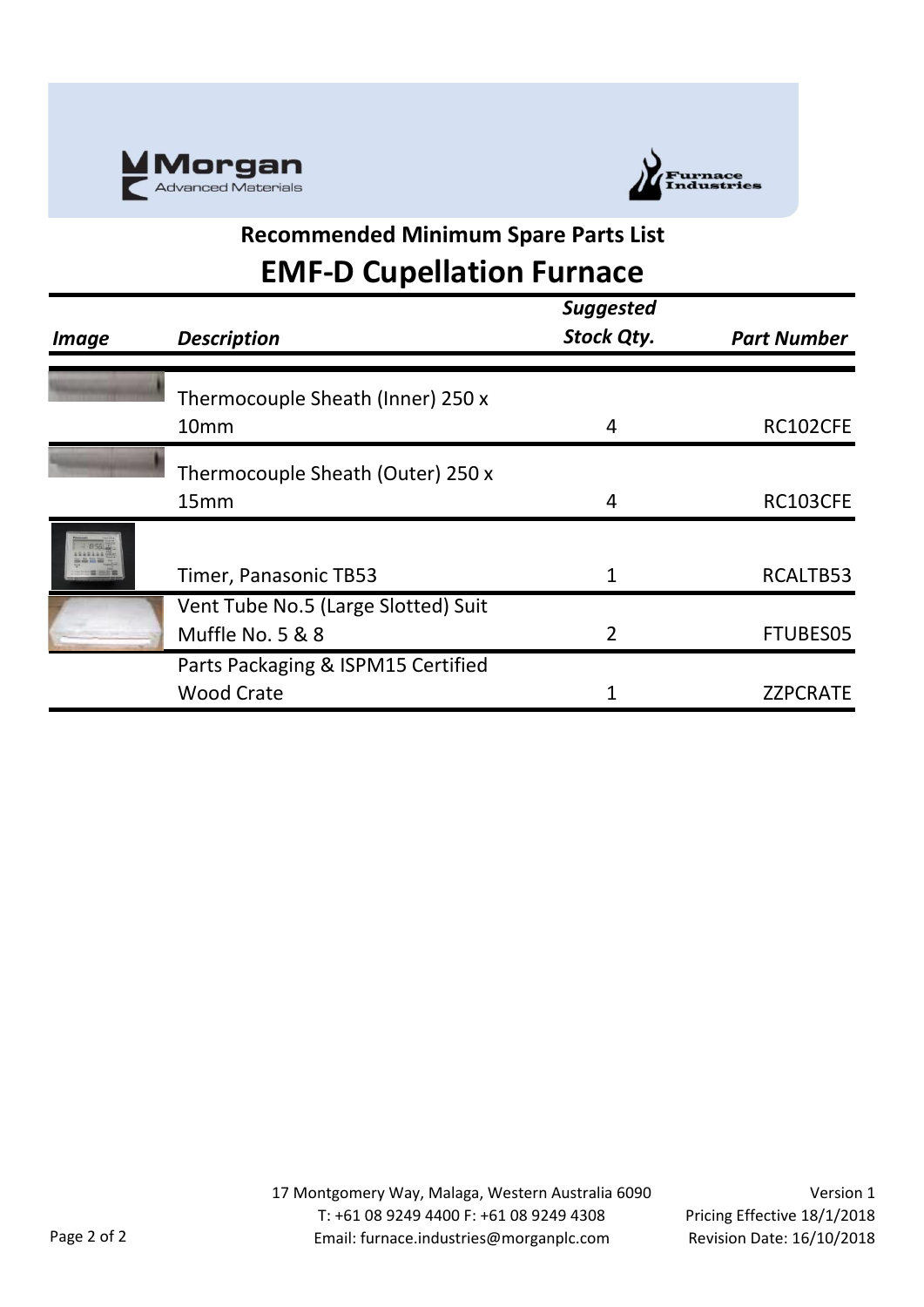## Recommended Minimum Spare Parts List

# EMF-D Cupellation Furnace

| Image | Description | Suggested Stock Qty. | Part Number |
|---|---|---|---|
| | Thermocouple Sheath (Inner) 250 x 10mm | 4 | RC102CFE |
| | Thermocouple Sheath (Outer) 250 x 15mm | 4 | RC103CFE |
| | Timer, Panasonic TB53 | 1 | RCALTB53 |
| | Vent Tube No.5 (Large Slotted) Suit Muffle No. 5 & 8 | 2 | FTUBES05 |
| | Parts Packaging & ISPM15 Certified Wood Crate | 1 | ZZPCRATE |

17 Montgomery Way, Malaga, Western Australia 6090
T: +61 08 9249 4400 F: +61 08 9249 4308
Email: furnace.industries@morganplc.com

Version 1
Pricing Effective 18/1/2018
Revision Date: 16/10/2018